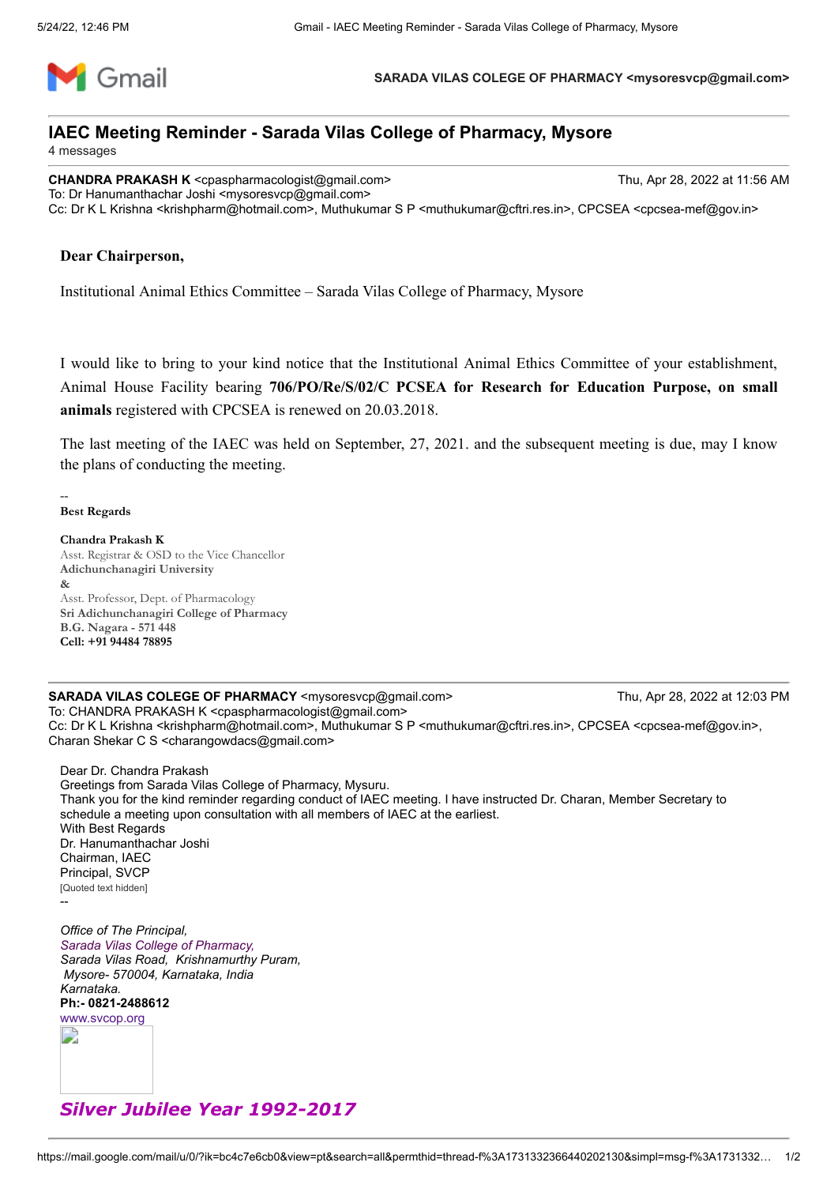**SARADA VILAS COLEGE OF PHARMACY <mysoresvcp@gmail.com>**

# IAEC Meeting Reminder - Sarada Vilas College of Pharmacy, Mysore

4 messages

---

**CHANDRA PRAKASH K** <cpaspharmacologist@gmail.com> — Thu, Apr 28, 2022 at 11:56 AM
To: Dr Hanumanthachar Joshi <mysoresvcp@gmail.com>
Cc: Dr K L Krishna <krishpharm@hotmail.com>, Muthukumar S P <muthukumar@cftri.res.in>, CPCSEA <cpcsea-mef@gov.in>

**Dear Chairperson,**

Institutional Animal Ethics Committee – Sarada Vilas College of Pharmacy, Mysore

I would like to bring to your kind notice that the Institutional Animal Ethics Committee of your establishment, Animal House Facility bearing **706/PO/Re/S/02/C PCSEA for Research for Education Purpose, on small animals** registered with CPCSEA is renewed on 20.03.2018.

The last meeting of the IAEC was held on September, 27, 2021. and the subsequent meeting is due, may I know the plans of conducting the meeting.

--
**Best Regards**

**Chandra Prakash K**
Asst. Registrar & OSD to the Vice Chancellor
**Adichunchanagiri University**
**&**
Asst. Professor, Dept. of Pharmacology
**Sri Adichunchanagiri College of Pharmacy**
**B.G. Nagara - 571 448**
**Cell: +91 94484 78895**

---

**SARADA VILAS COLEGE OF PHARMACY** <mysoresvcp@gmail.com> — Thu, Apr 28, 2022 at 12:03 PM
To: CHANDRA PRAKASH K <cpaspharmacologist@gmail.com>
Cc: Dr K L Krishna <krishpharm@hotmail.com>, Muthukumar S P <muthukumar@cftri.res.in>, CPCSEA <cpcsea-mef@gov.in>, Charan Shekar C S <charangowdacs@gmail.com>

Dear Dr. Chandra Prakash
Greetings from Sarada Vilas College of Pharmacy, Mysuru.
Thank you for the kind reminder regarding conduct of IAEC meeting. I have instructed Dr. Charan, Member Secretary to schedule a meeting upon consultation with all members of IAEC at the earliest.
With Best Regards
Dr. Hanumanthachar Joshi
Chairman, IAEC
Principal, SVCP
[Quoted text hidden]
--

*Office of The Principal,*
*Sarada Vilas College of Pharmacy,*
*Sarada Vilas Road, Krishnamurthy Puram,*
*Mysore- 570004, Karnataka, India*
*Karnataka.*
**Ph:- 0821-2488612**
www.svcop.org

***Silver Jubilee Year 1992-2017***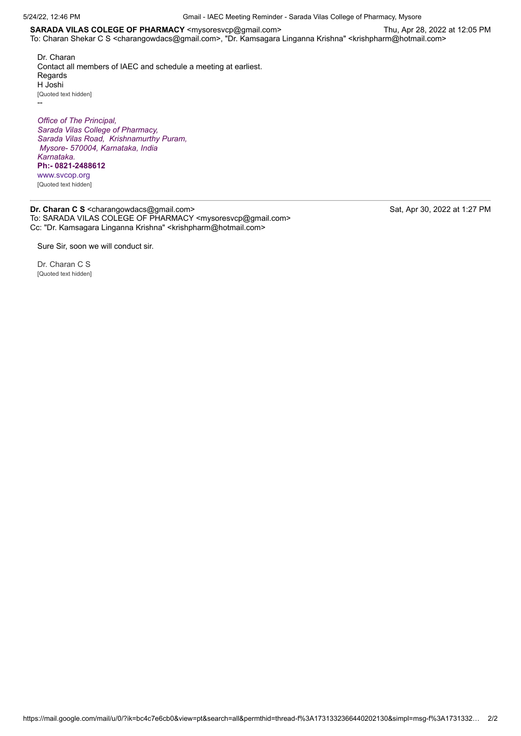**SARADA VILAS COLEGE OF PHARMACY** <mysoresvcp@gmail.com> Thu, Apr 28, 2022 at 12:05 PM
To: Charan Shekar C S <charangowdacs@gmail.com>, "Dr. Kamsagara Linganna Krishna" <krishpharm@hotmail.com>

Dr. Charan
Contact all members of IAEC and schedule a meeting at earliest.
Regards
H Joshi
[Quoted text hidden]
--

*Office of The Principal,*
*Sarada Vilas College of Pharmacy,*
*Sarada Vilas Road, Krishnamurthy Puram,*
*Mysore- 570004, Karnataka, India*
*Karnataka.*
**Ph:- 0821-2488612**
www.svcop.org
[Quoted text hidden]

---

**Dr. Charan C S** <charangowdacs@gmail.com> Sat, Apr 30, 2022 at 1:27 PM
To: SARADA VILAS COLEGE OF PHARMACY <mysoresvcp@gmail.com>
Cc: "Dr. Kamsagara Linganna Krishna" <krishpharm@hotmail.com>

Sure Sir, soon we will conduct sir.

Dr. Charan C S
[Quoted text hidden]